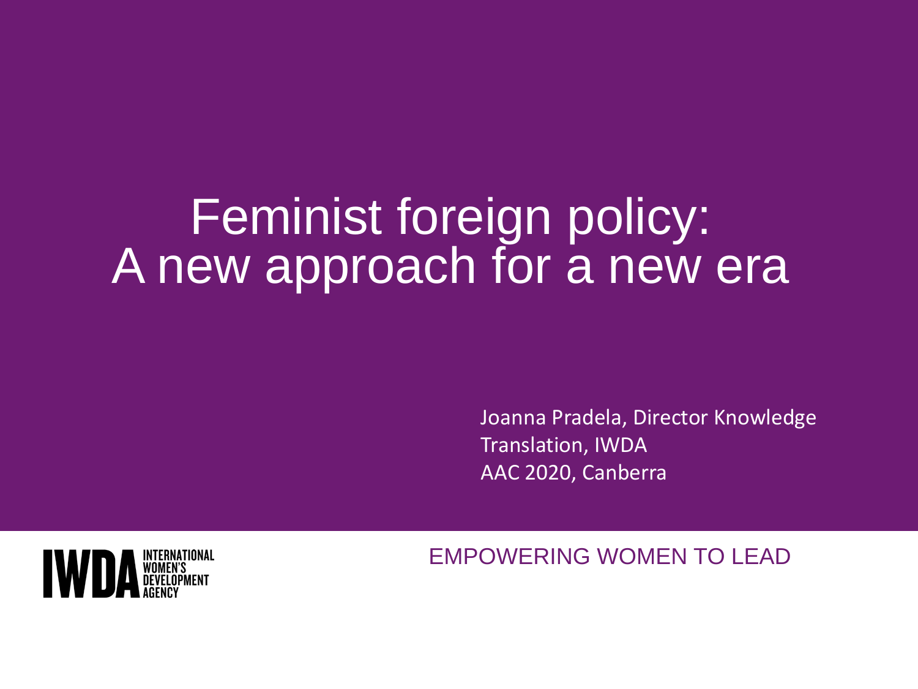# Feminist foreign policy: A new approach for a new era

Joanna Pradela, Director Knowledge Translation, IWDA
AAC 2020, Canberra

IWDA INTERNATIONAL WOMEN'S DEVELOPMENT AGENCY

EMPOWERING WOMEN TO LEAD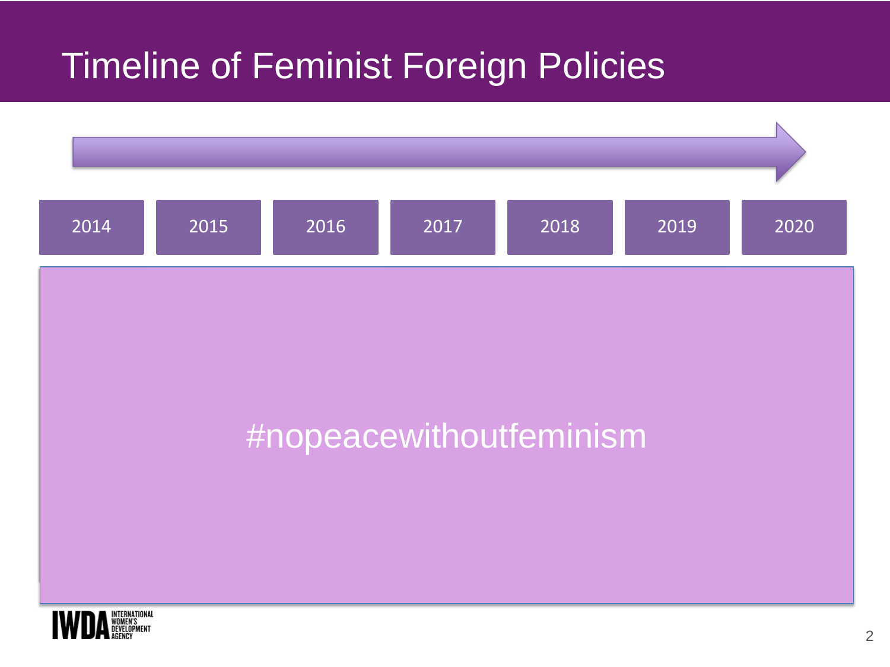# Timeline of Feminist Foreign Policies

| 2014 | 2015 | 2016 | 2017 | 2018 | 2019 | 2020 |
|---|---|---|---|---|---|---|

#nopeacewithoutfeminism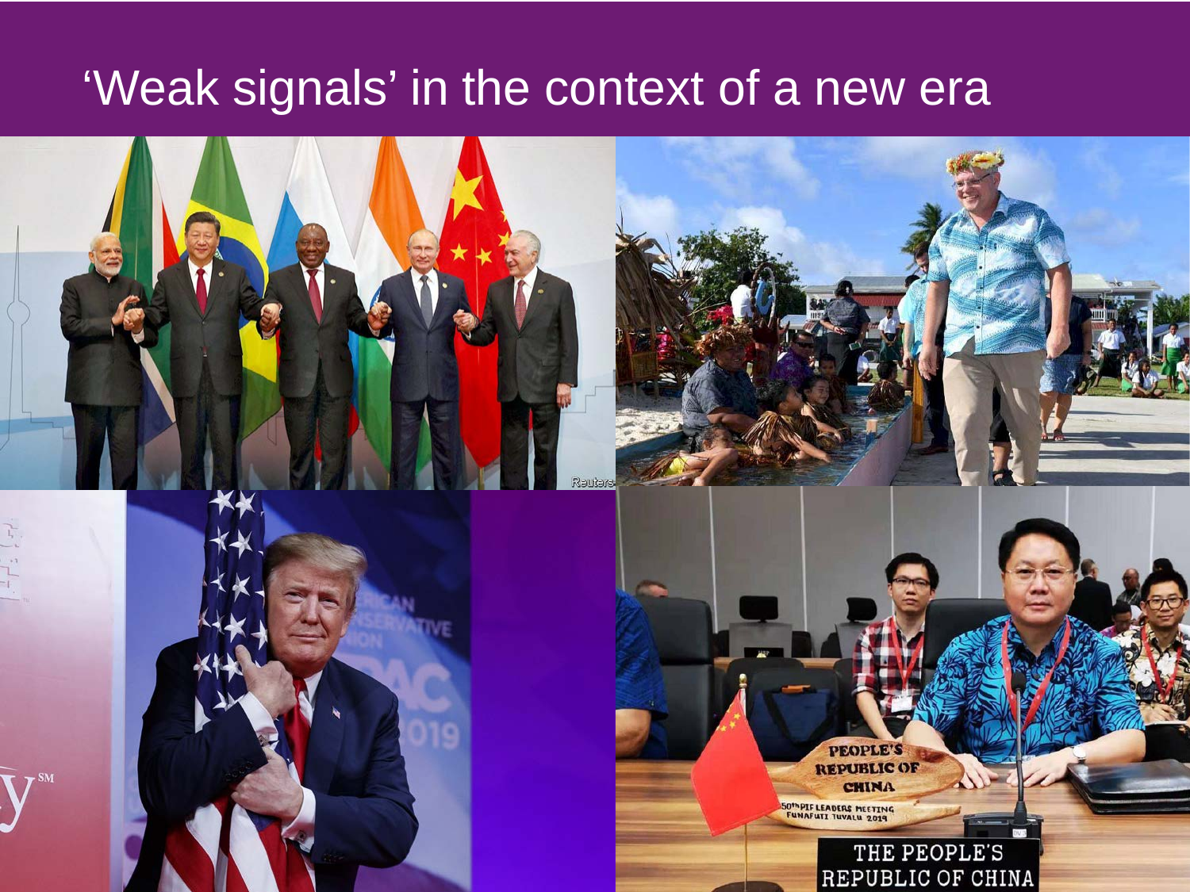# 'Weak signals' in the context of a new era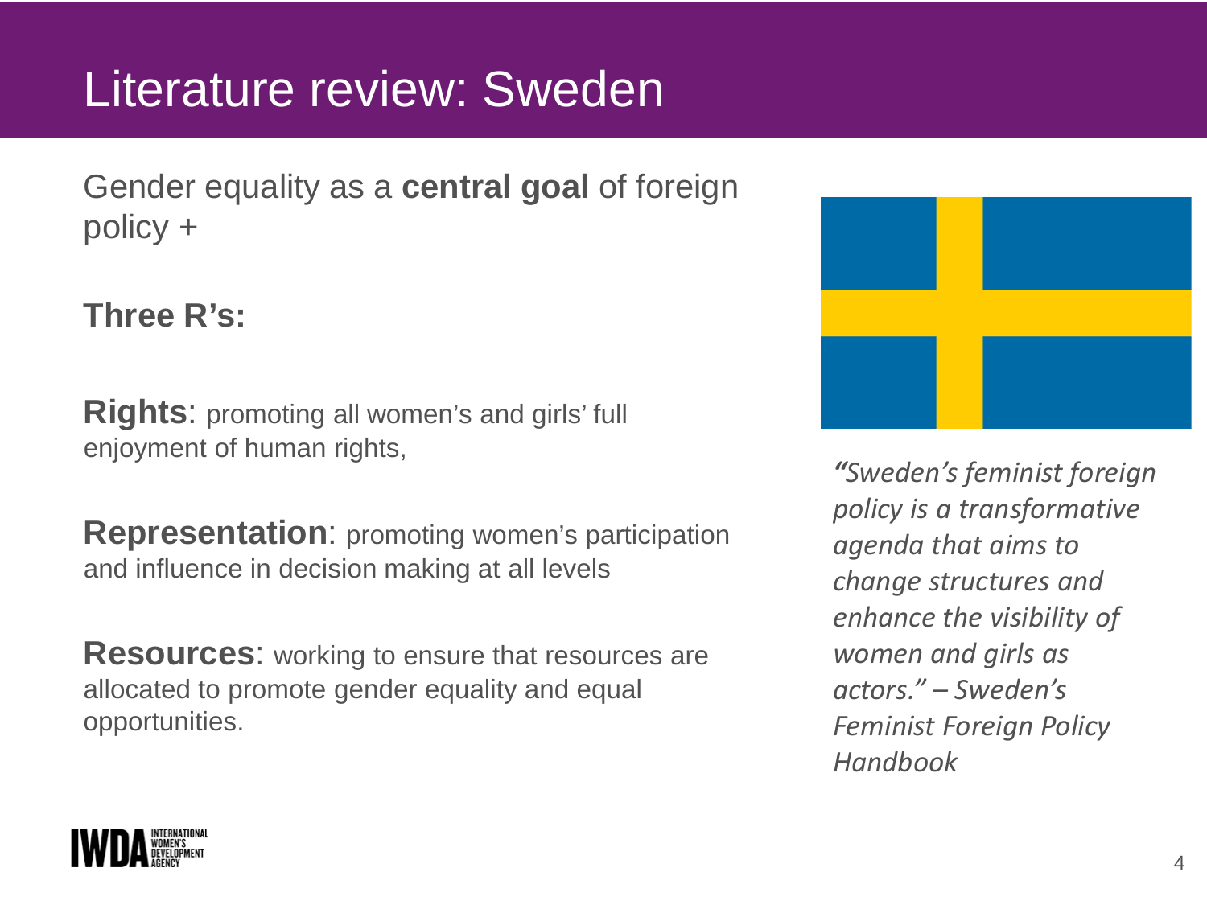# Literature review: Sweden

Gender equality as a **central goal** of foreign policy +

**Three R's:**

**Rights**: promoting all women's and girls' full enjoyment of human rights,

**Representation**: promoting women's participation and influence in decision making at all levels

**Resources**: working to ensure that resources are allocated to promote gender equality and equal opportunities.

*"Sweden's feminist foreign policy is a transformative agenda that aims to change structures and enhance the visibility of women and girls as actors." – Sweden's Feminist Foreign Policy Handbook*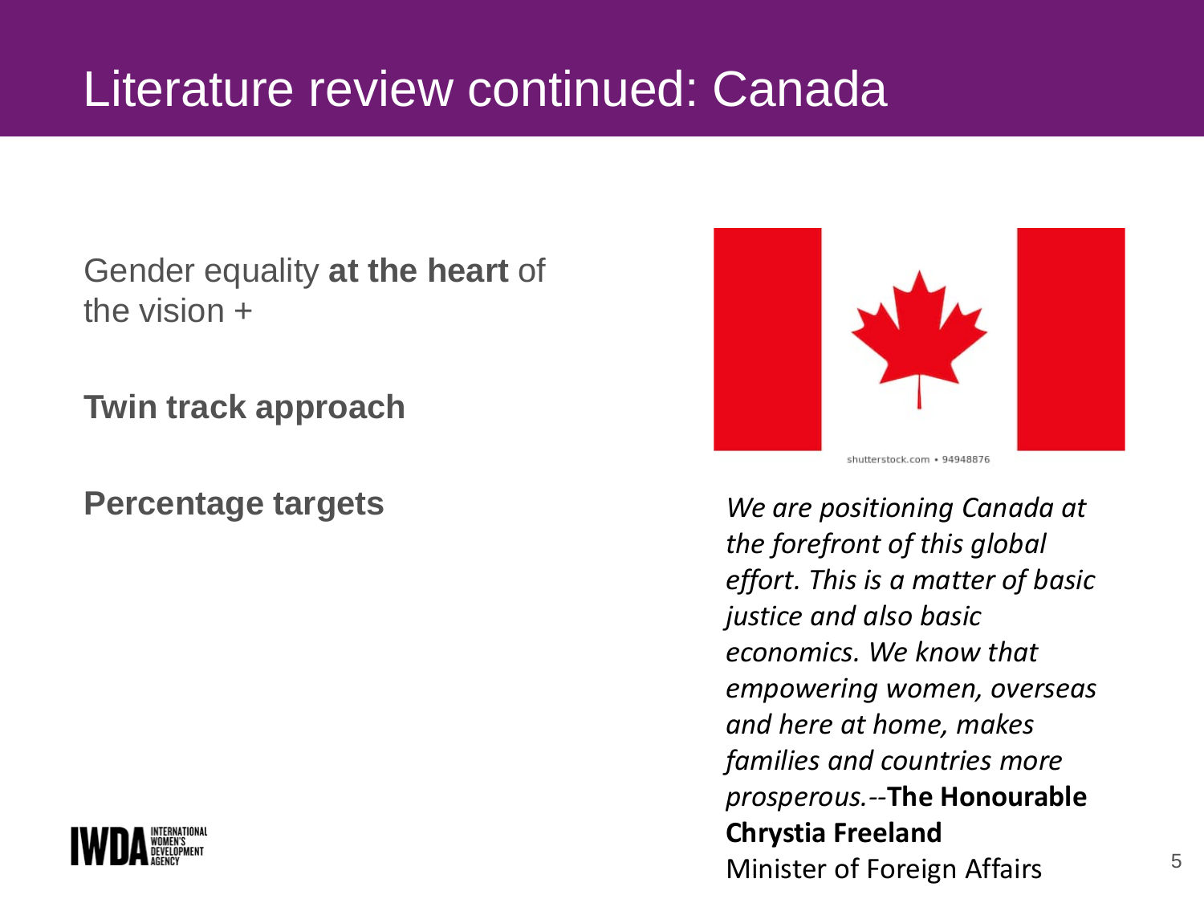# Literature review continued: Canada

Gender equality **at the heart** of the vision +

**Twin track approach**

**Percentage targets**

shutterstock.com • 94948876

*We are positioning Canada at the forefront of this global effort. This is a matter of basic justice and also basic economics. We know that empowering women, overseas and here at home, makes families and countries more prosperous.*--**The Honourable Chrystia Freeland**
Minister of Foreign Affairs

IWDA INTERNATIONAL WOMEN'S DEVELOPMENT AGENCY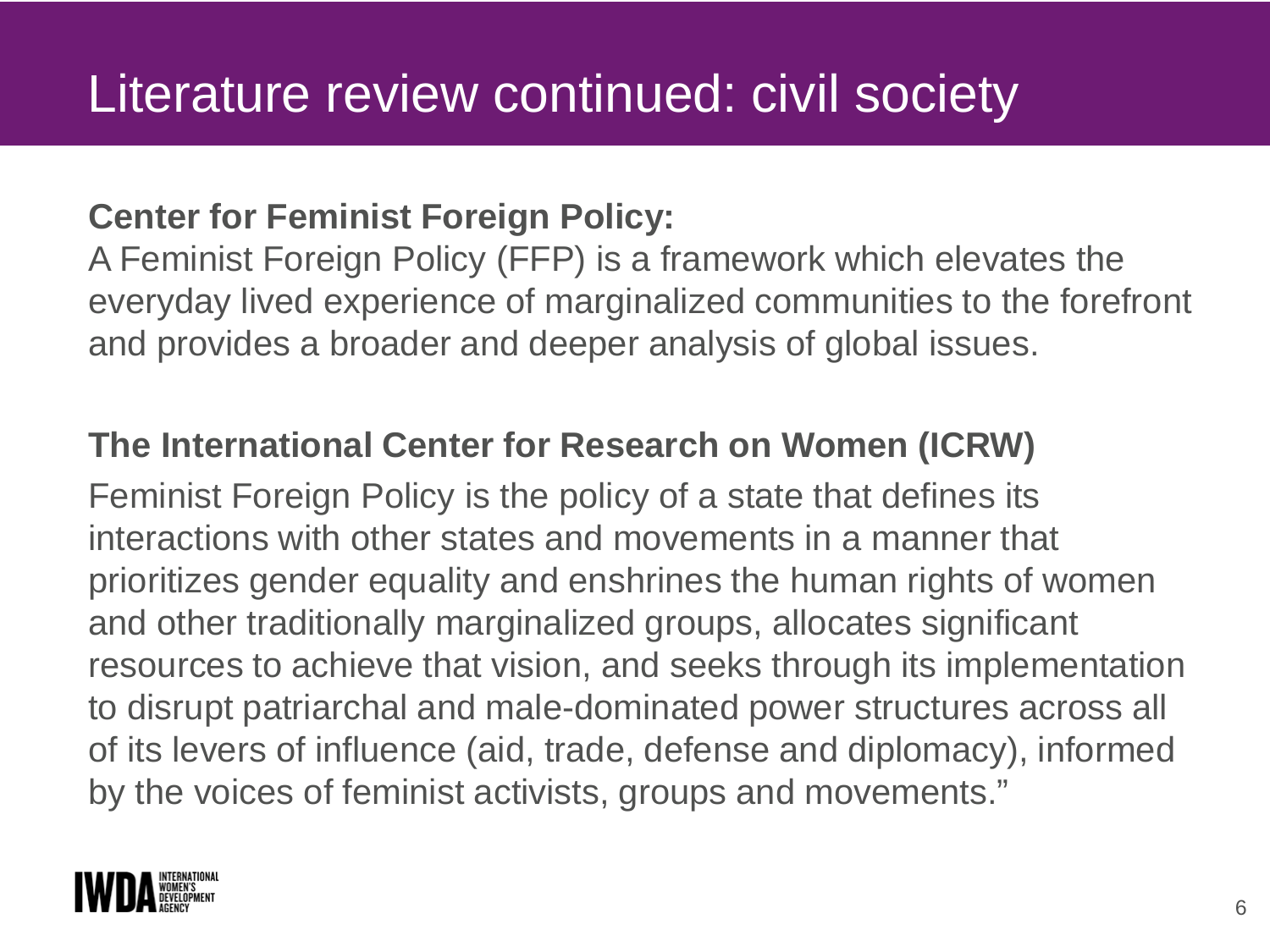# Literature review continued: civil society

**Center for Feminist Foreign Policy:**

A Feminist Foreign Policy (FFP) is a framework which elevates the everyday lived experience of marginalized communities to the forefront and provides a broader and deeper analysis of global issues.

**The International Center for Research on Women (ICRW)**

Feminist Foreign Policy is the policy of a state that defines its interactions with other states and movements in a manner that prioritizes gender equality and enshrines the human rights of women and other traditionally marginalized groups, allocates significant resources to achieve that vision, and seeks through its implementation to disrupt patriarchal and male-dominated power structures across all of its levers of influence (aid, trade, defense and diplomacy), informed by the voices of feminist activists, groups and movements."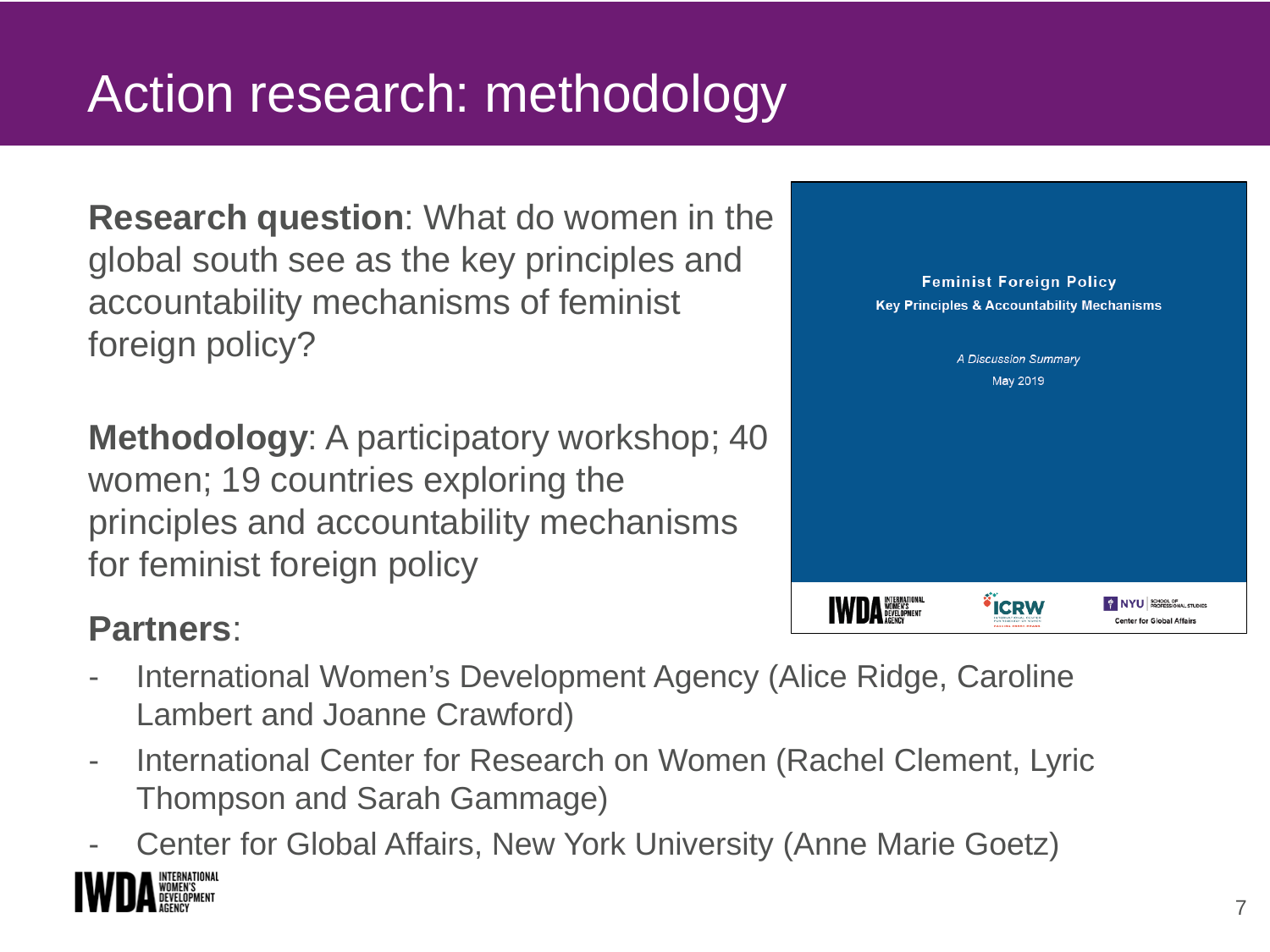# Action research: methodology

**Research question**: What do women in the global south see as the key principles and accountability mechanisms of feminist foreign policy?

**Methodology**: A participatory workshop; 40 women; 19 countries exploring the principles and accountability mechanisms for feminist foreign policy

**Feminist Foreign Policy**
**Key Principles & Accountability Mechanisms**

*A Discussion Summary*
May 2019

IWDA INTERNATIONAL WOMEN'S DEVELOPMENT AGENCY | ICRW | NYU SCHOOL OF PROFESSIONAL STUDIES Center for Global Affairs

**Partners**:

- International Women's Development Agency (Alice Ridge, Caroline Lambert and Joanne Crawford)
- International Center for Research on Women (Rachel Clement, Lyric Thompson and Sarah Gammage)
- Center for Global Affairs, New York University (Anne Marie Goetz)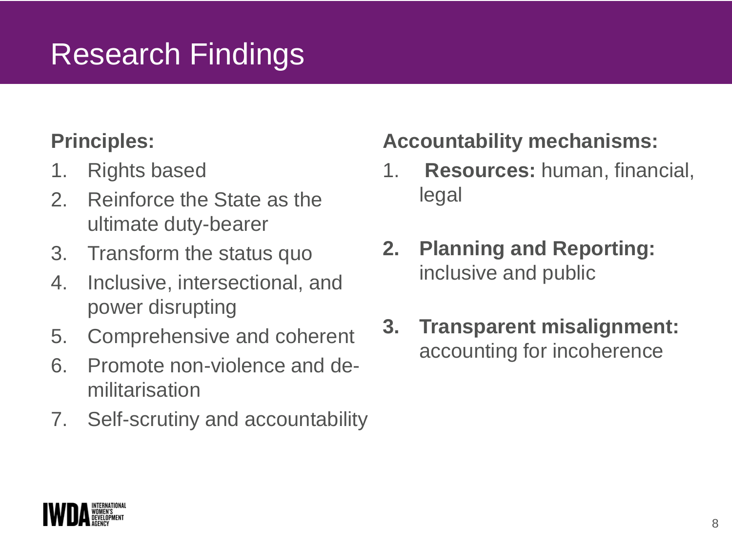# Research Findings

**Principles:**

1. Rights based
2. Reinforce the State as the ultimate duty-bearer
3. Transform the status quo
4. Inclusive, intersectional, and power disrupting
5. Comprehensive and coherent
6. Promote non-violence and de-militarisation
7. Self-scrutiny and accountability

**Accountability mechanisms:**

1. **Resources:** human, financial, legal
2. **Planning and Reporting:** inclusive and public
3. **Transparent misalignment:** accounting for incoherence

IWDA INTERNATIONAL WOMEN'S DEVELOPMENT AGENCY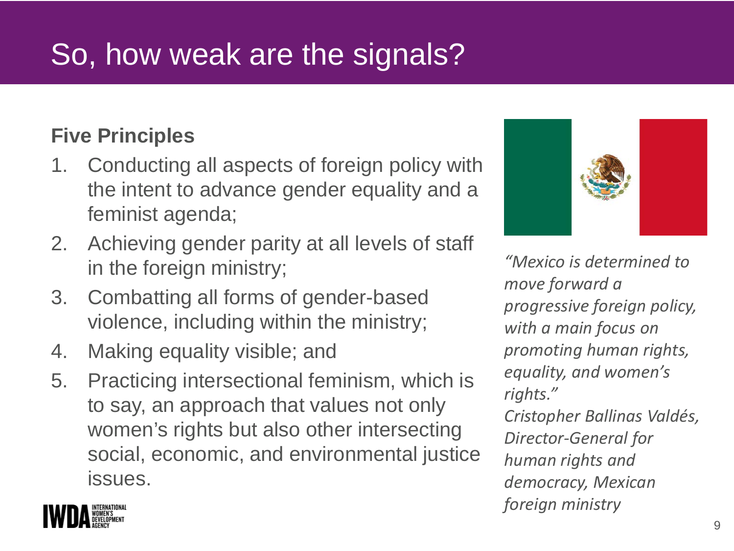# So, how weak are the signals?

**Five Principles**

1. Conducting all aspects of foreign policy with the intent to advance gender equality and a feminist agenda;
2. Achieving gender parity at all levels of staff in the foreign ministry;
3. Combatting all forms of gender-based violence, including within the ministry;
4. Making equality visible; and
5. Practicing intersectional feminism, which is to say, an approach that values not only women's rights but also other intersecting social, economic, and environmental justice issues.

*"Mexico is determined to move forward a progressive foreign policy, with a main focus on promoting human rights, equality, and women's rights."*
*Cristopher Ballinas Valdés, Director-General for human rights and democracy, Mexican foreign ministry*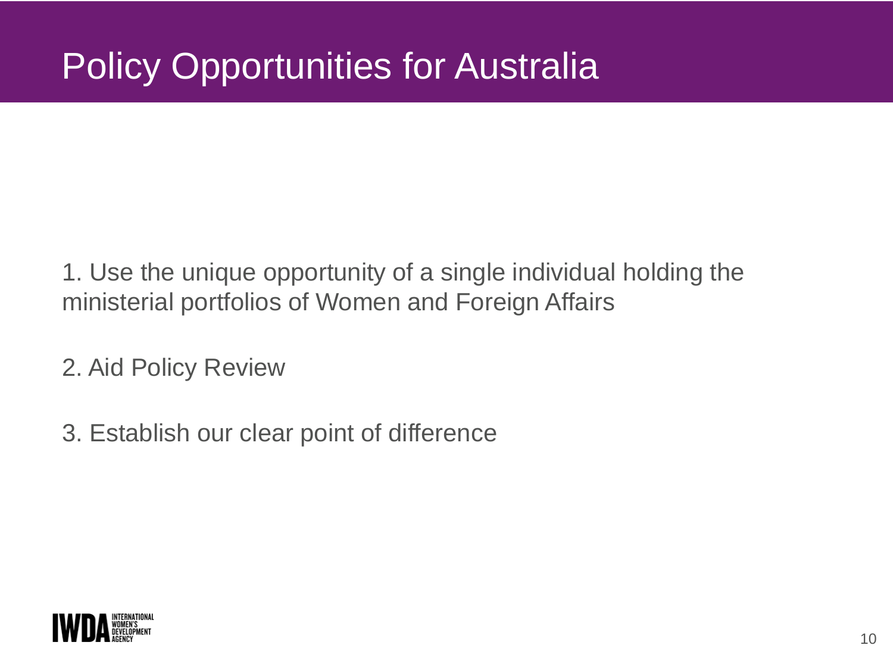# Policy Opportunities for Australia

1. Use the unique opportunity of a single individual holding the ministerial portfolios of Women and Foreign Affairs

2. Aid Policy Review

3. Establish our clear point of difference

IWDA INTERNATIONAL WOMEN'S DEVELOPMENT AGENCY